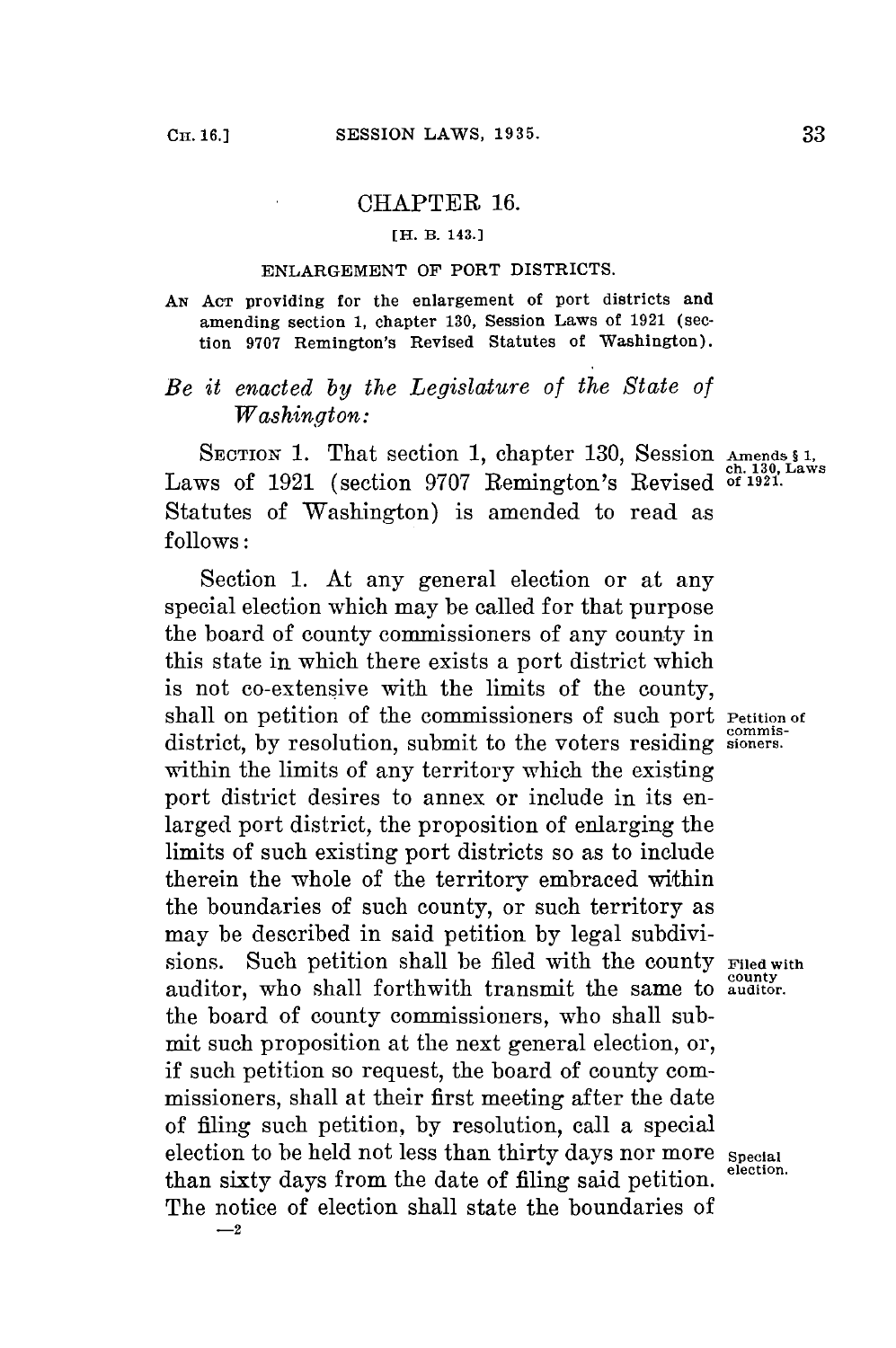## CHAPTER 16.

[H. B. 143.]

### ENLARGEMENT OF PORT DISTRICTS.

AN ACT providing for the enlargement of port districts and amending section 1, chapter 130, Session Laws of 1921 (section 9707 Remington's Revised Statutes of Washington).

*Be it enacted by the Legislature of the State of Washington:*

SECTION 1. That section 1, chapter 130, Session Laws of 1921 (section 9707 Remington's Revised Statutes of Washington) is amended to read as follows:

Amends § 1, ch. 130, Laws of 1921.

Section 1. At any general election or at any special election which may be called for that purpose the board of county commissioners of any county in this state in which there exists a port district which is not co-extensive with the limits of the county, shall on petition of the commissioners of such port district, by resolution, submit to the voters residing within the limits of any territory which the existing port district desires to annex or include in its enlarged port district, the proposition of enlarging the limits of such existing port districts so as to include therein the whole of the territory embraced within the boundaries of such county, or such territory as may be described in said petition by legal subdivisions. Such petition shall be filed with the county auditor, who shall forthwith transmit the same to the board of county commissioners, who shall submit such proposition at the next general election, or, if such petition so request, the board of county commissioners, shall at their first meeting after the date of filing such petition, by resolution, call a special election to be held not less than thirty days nor more than sixty days from the date of filing said petition. The notice of election shall state the boundaries of

Petition of commissioners.

Filed with county auditor.

Special election.

—2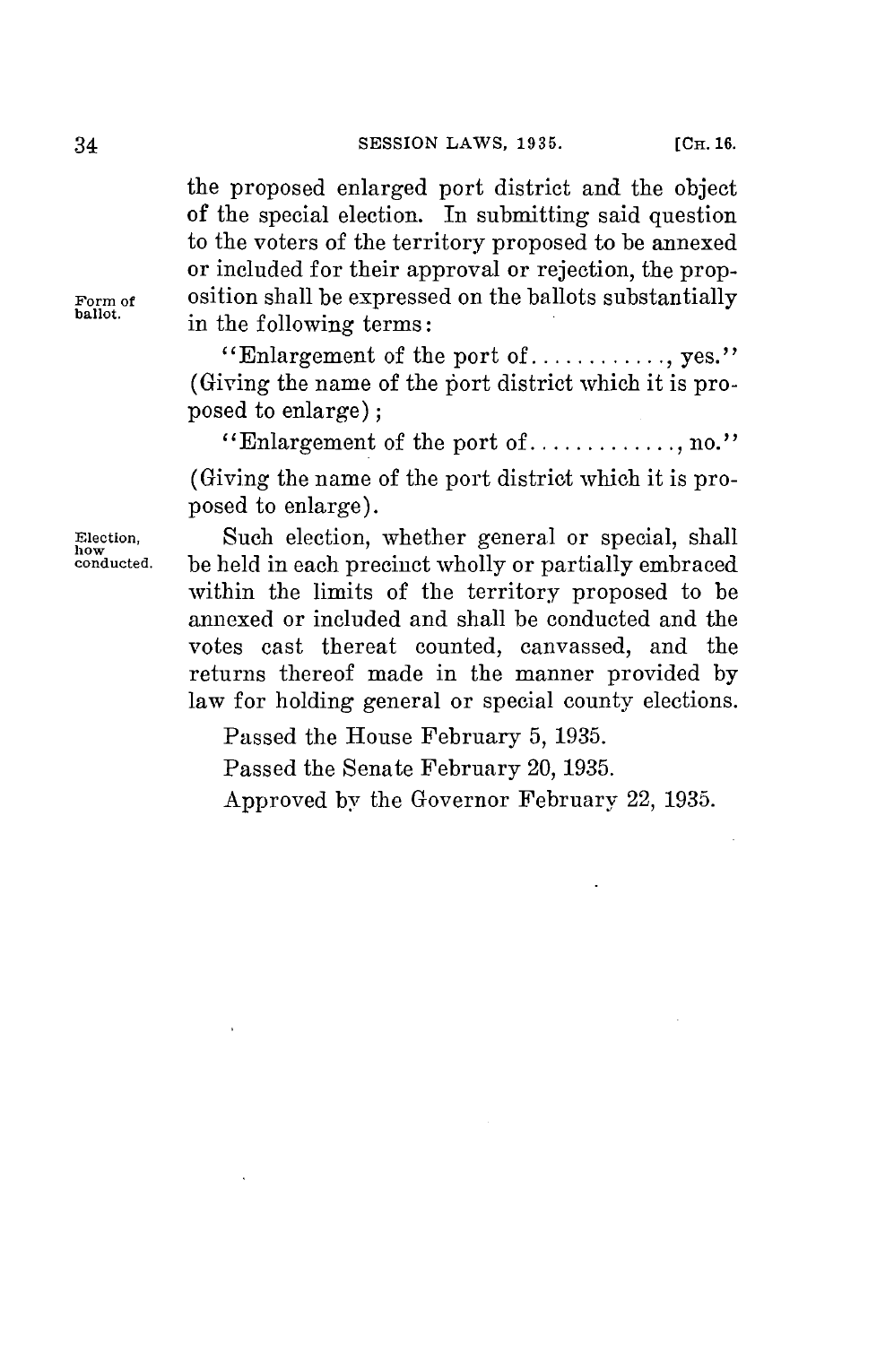the proposed enlarged port district and the object of the special election. In submitting said question to the voters of the territory proposed to be annexed or included for their approval or rejection, the proposition shall be expressed on the ballots substantially in the following terms:

Form of ballot.

"Enlargement of the port of............, yes." (Giving the name of the port district which it is proposed to enlarge);

"Enlargement of the port of............., no."

(Giving the name of the port district which it is proposed to enlarge).

Election, how conducted.

Such election, whether general or special, shall be held in each precinct wholly or partially embraced within the limits of the territory proposed to be annexed or included and shall be conducted and the votes cast thereat counted, canvassed, and the returns thereof made in the manner provided by law for holding general or special county elections.

Passed the House February 5, 1935.

Passed the Senate February 20, 1935.

Approved by the Governor February 22, 1935.